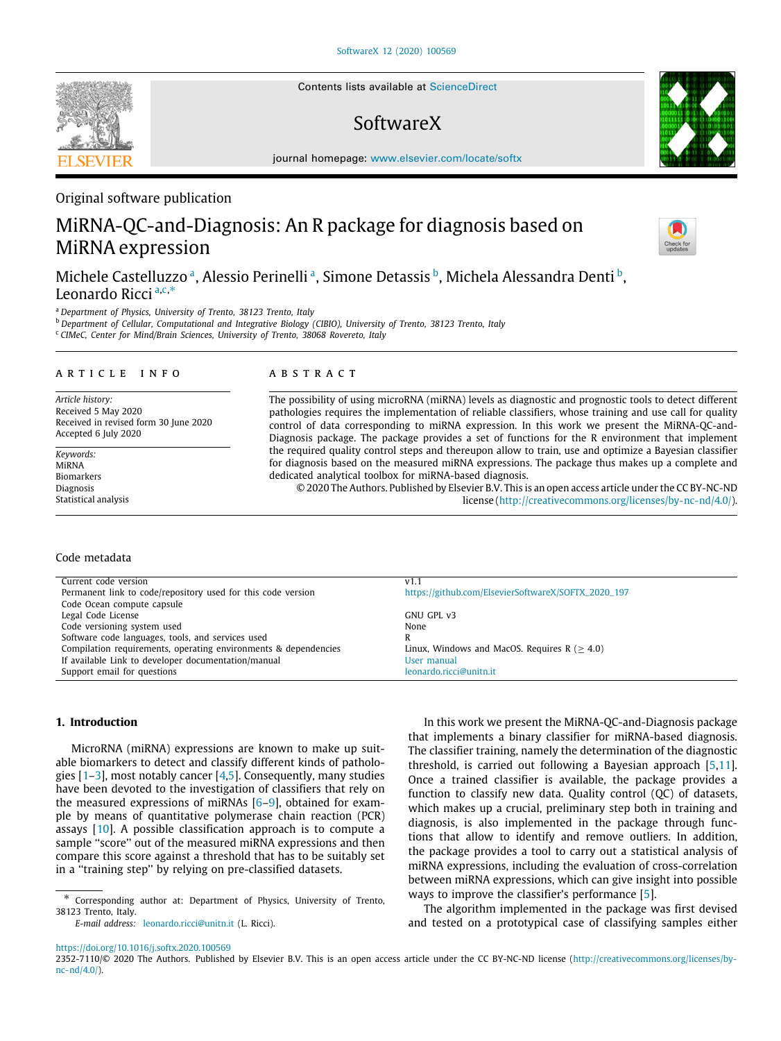Original software publication

# MiRNA-QC-and-Diagnosis: An R package for diagnosis based on MiRNA expression

Michele Castelluzzo [a], Alessio Perinelli [a], Simone Detassis [b], Michela Alessandra Denti [b], Leonardo Ricci [a,c,*]

[a] Department of Physics, University of Trento, 38123 Trento, Italy
[b] Department of Cellular, Computational and Integrative Biology (CIBIO), University of Trento, 38123 Trento, Italy
[c] CIMeC, Center for Mind/Brain Sciences, University of Trento, 38068 Rovereto, Italy

## ARTICLE INFO

*Article history:*
Received 5 May 2020
Received in revised form 30 June 2020
Accepted 6 July 2020

*Keywords:*
MiRNA
Biomarkers
Diagnosis
Statistical analysis

## ABSTRACT

The possibility of using microRNA (miRNA) levels as diagnostic and prognostic tools to detect different pathologies requires the implementation of reliable classifiers, whose training and use call for quality control of data corresponding to miRNA expression. In this work we present the MiRNA-QC-and-Diagnosis package. The package provides a set of functions for the R environment that implement the required quality control steps and thereupon allow to train, use and optimize a Bayesian classifier for diagnosis based on the measured miRNA expressions. The package thus makes up a complete and dedicated analytical toolbox for miRNA-based diagnosis.

© 2020 The Authors. Published by Elsevier B.V. This is an open access article under the CC BY-NC-ND license (http://creativecommons.org/licenses/by-nc-nd/4.0/).

## Code metadata

| | |
|---|---|
| Current code version | v1.1 |
| Permanent link to code/repository used for this code version | https://github.com/ElsevierSoftwareX/SOFTX_2020_197 |
| Code Ocean compute capsule | |
| Legal Code License | GNU GPL v3 |
| Code versioning system used | None |
| Software code languages, tools, and services used | R |
| Compilation requirements, operating environments & dependencies | Linux, Windows and MacOS. Requires R ($\geq$ 4.0) |
| If available Link to developer documentation/manual | User manual |
| Support email for questions | leonardo.ricci@unitn.it |

## 1. Introduction

MicroRNA (miRNA) expressions are known to make up suitable biomarkers to detect and classify different kinds of pathologies [1–3], most notably cancer [4,5]. Consequently, many studies have been devoted to the investigation of classifiers that rely on the measured expressions of miRNAs [6–9], obtained for example by means of quantitative polymerase chain reaction (PCR) assays [10]. A possible classification approach is to compute a sample "score" out of the measured miRNA expressions and then compare this score against a threshold that has to be suitably set in a "training step" by relying on pre-classified datasets.

In this work we present the MiRNA-QC-and-Diagnosis package that implements a binary classifier for miRNA-based diagnosis. The classifier training, namely the determination of the diagnostic threshold, is carried out following a Bayesian approach [5,11]. Once a trained classifier is available, the package provides a function to classify new data. Quality control (QC) of datasets, which makes up a crucial, preliminary step both in training and diagnosis, is also implemented in the package through functions that allow to identify and remove outliers. In addition, the package provides a tool to carry out a statistical analysis of miRNA expressions, including the evaluation of cross-correlation between miRNA expressions, which can give insight into possible ways to improve the classifier's performance [5].

The algorithm implemented in the package was first devised and tested on a prototypical case of classifying samples either

* Corresponding author at: Department of Physics, University of Trento, 38123 Trento, Italy.
*E-mail address:* leonardo.ricci@unitn.it (L. Ricci).

https://doi.org/10.1016/j.softx.2020.100569
2352-7110/© 2020 The Authors. Published by Elsevier B.V. This is an open access article under the CC BY-NC-ND license (http://creativecommons.org/licenses/by-nc-nd/4.0/).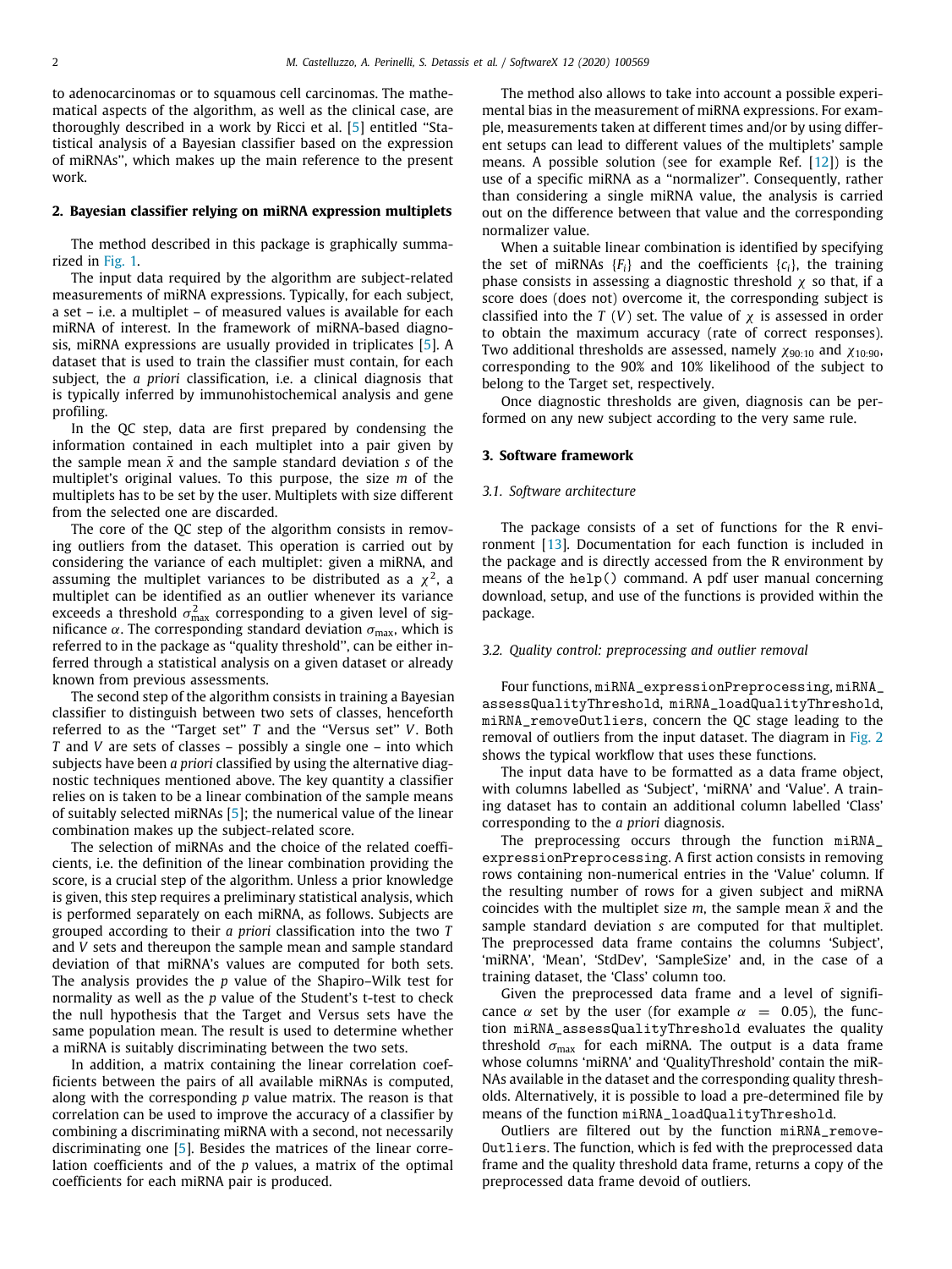to adenocarcinomas or to squamous cell carcinomas. The mathematical aspects of the algorithm, as well as the clinical case, are thoroughly described in a work by Ricci et al. [5] entitled "Statistical analysis of a Bayesian classifier based on the expression of miRNAs", which makes up the main reference to the present work.

## 2. Bayesian classifier relying on miRNA expression multiplets

The method described in this package is graphically summarized in Fig. 1.

The input data required by the algorithm are subject-related measurements of miRNA expressions. Typically, for each subject, a set – i.e. a multiplet – of measured values is available for each miRNA of interest. In the framework of miRNA-based diagnosis, miRNA expressions are usually provided in triplicates [5]. A dataset that is used to train the classifier must contain, for each subject, the *a priori* classification, i.e. a clinical diagnosis that is typically inferred by immunohistochemical analysis and gene profiling.

In the QC step, data are first prepared by condensing the information contained in each multiplet into a pair given by the sample mean $\bar{x}$ and the sample standard deviation $s$ of the multiplet's original values. To this purpose, the size $m$ of the multiplets has to be set by the user. Multiplets with size different from the selected one are discarded.

The core of the QC step of the algorithm consists in removing outliers from the dataset. This operation is carried out by considering the variance of each multiplet: given a miRNA, and assuming the multiplet variances to be distributed as a $\chi^2$, a multiplet can be identified as an outlier whenever its variance exceeds a threshold $\sigma^2_{\max}$ corresponding to a given level of significance $\alpha$. The corresponding standard deviation $\sigma_{\max}$, which is referred to in the package as "quality threshold", can be either inferred through a statistical analysis on a given dataset or already known from previous assessments.

The second step of the algorithm consists in training a Bayesian classifier to distinguish between two sets of classes, henceforth referred to as the "Target set" $T$ and the "Versus set" $V$. Both $T$ and $V$ are sets of classes – possibly a single one – into which subjects have been *a priori* classified by using the alternative diagnostic techniques mentioned above. The key quantity a classifier relies on is taken to be a linear combination of the sample means of suitably selected miRNAs [5]; the numerical value of the linear combination makes up the subject-related score.

The selection of miRNAs and the choice of the related coefficients, i.e. the definition of the linear combination providing the score, is a crucial step of the algorithm. Unless a prior knowledge is given, this step requires a preliminary statistical analysis, which is performed separately on each miRNA, as follows. Subjects are grouped according to their *a priori* classification into the two $T$ and $V$ sets and thereupon the sample mean and sample standard deviation of that miRNA's values are computed for both sets. The analysis provides the $p$ value of the Shapiro–Wilk test for normality as well as the $p$ value of the Student's t-test to check the null hypothesis that the Target and Versus sets have the same population mean. The result is used to determine whether a miRNA is suitably discriminating between the two sets.

In addition, a matrix containing the linear correlation coefficients between the pairs of all available miRNAs is computed, along with the corresponding $p$ value matrix. The reason is that correlation can be used to improve the accuracy of a classifier by combining a discriminating miRNA with a second, not necessarily discriminating one [5]. Besides the matrices of the linear correlation coefficients and of the $p$ values, a matrix of the optimal coefficients for each miRNA pair is produced.

The method also allows to take into account a possible experimental bias in the measurement of miRNA expressions. For example, measurements taken at different times and/or by using different setups can lead to different values of the multiplets' sample means. A possible solution (see for example Ref. [12]) is the use of a specific miRNA as a "normalizer". Consequently, rather than considering a single miRNA value, the analysis is carried out on the difference between that value and the corresponding normalizer value.

When a suitable linear combination is identified by specifying the set of miRNAs $\{F_i\}$ and the coefficients $\{c_i\}$, the training phase consists in assessing a diagnostic threshold $\chi$ so that, if a score does (does not) overcome it, the corresponding subject is classified into the $T$ ($V$) set. The value of $\chi$ is assessed in order to obtain the maximum accuracy (rate of correct responses). Two additional thresholds are assessed, namely $\chi_{90:10}$ and $\chi_{10:90}$, corresponding to the 90% and 10% likelihood of the subject to belong to the Target set, respectively.

Once diagnostic thresholds are given, diagnosis can be performed on any new subject according to the very same rule.

## 3. Software framework

### 3.1. Software architecture

The package consists of a set of functions for the R environment [13]. Documentation for each function is included in the package and is directly accessed from the R environment by means of the `help()` command. A pdf user manual concerning download, setup, and use of the functions is provided within the package.

### 3.2. Quality control: preprocessing and outlier removal

Four functions, `miRNA_expressionPreprocessing`, `miRNA_assessQualityThreshold`, `miRNA_loadQualityThreshold`, `miRNA_removeOutliers`, concern the QC stage leading to the removal of outliers from the input dataset. The diagram in Fig. 2 shows the typical workflow that uses these functions.

The input data have to be formatted as a data frame object, with columns labelled 'Subject', 'miRNA' and 'Value'. A training dataset has to contain an additional column labelled 'Class' corresponding to the *a priori* diagnosis.

The preprocessing occurs through the function `miRNA_expressionPreprocessing`. A first action consists in removing rows containing non-numerical entries in the 'Value' column. If the resulting number of rows for a given subject and miRNA coincides with the multiplet size $m$, the sample mean $\bar{x}$ and the sample standard deviation $s$ are computed for that multiplet. The preprocessed data frame contains the columns 'Subject', 'miRNA', 'Mean', 'StdDev', 'SampleSize' and, in the case of a training dataset, the 'Class' column too.

Given the preprocessed data frame and a level of significance $\alpha$ set by the user (for example $\alpha = 0.05$), the function `miRNA_assessQualityThreshold` evaluates the quality threshold $\sigma_{\max}$ for each miRNA. The output is a data frame whose columns 'miRNA' and 'QualityThreshold' contain the miRNAs available in the dataset and the corresponding quality thresholds. Alternatively, it is possible to load a pre-determined file by means of the function `miRNA_loadQualityThreshold`.

Outliers are filtered out by the function `miRNA_removeOutliers`. The function, which is fed with the preprocessed data frame and the quality threshold data frame, returns a copy of the preprocessed data frame devoid of outliers.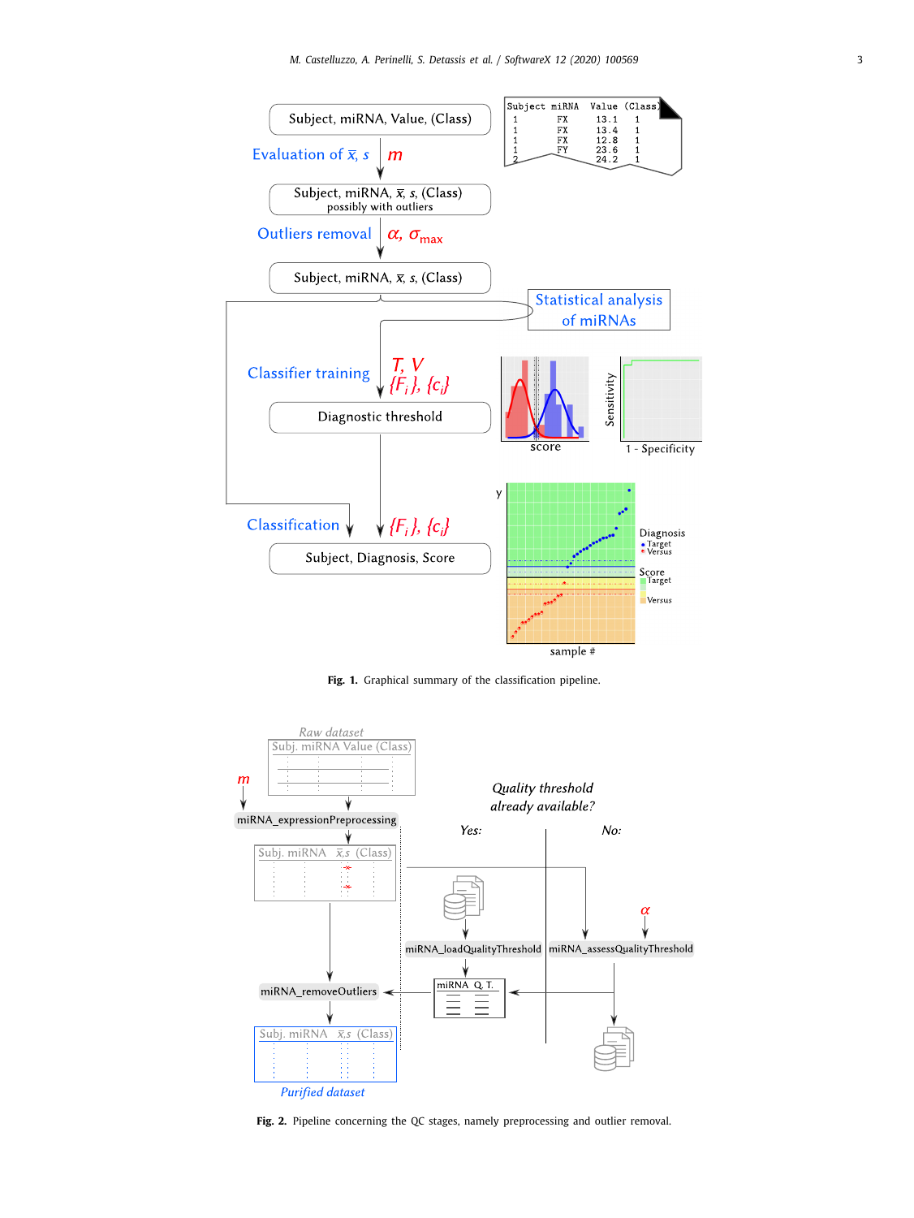Fig. 1. Graphical summary of the classification pipeline.

Fig. 2. Pipeline concerning the QC stages, namely preprocessing and outlier removal.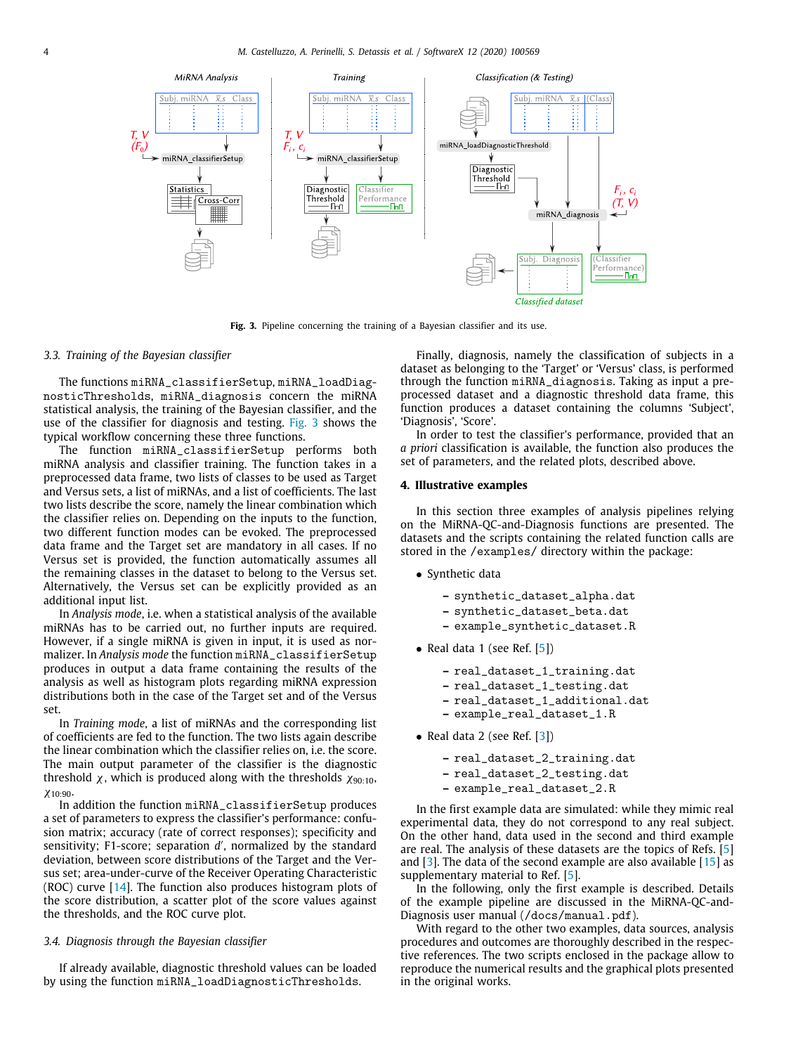Fig. 3. Pipeline concerning the training of a Bayesian classifier and its use.

### 3.3. Training of the Bayesian classifier

The functions miRNA_classifierSetup, miRNA_loadDiagnosticThresholds, miRNA_diagnosis concern the miRNA statistical analysis, the training of the Bayesian classifier, and the use of the classifier for diagnosis and testing. Fig. 3 shows the typical workflow concerning these three functions.

The function miRNA_classifierSetup performs both miRNA analysis and classifier training. The function takes in a preprocessed data frame, two lists of classes to be used as Target and Versus sets, a list of miRNAs, and a list of coefficients. The last two lists describe the score, namely the linear combination which the classifier relies on. Depending on the inputs to the function, two different function modes can be evoked. The preprocessed data frame and the Target set are mandatory in all cases. If no Versus set is provided, the function automatically assumes all the remaining classes in the dataset to belong to the Versus set. Alternatively, the Versus set can be explicitly provided as an additional input list.

In *Analysis mode*, i.e. when a statistical analysis of the available miRNAs has to be carried out, no further inputs are required. However, if a single miRNA is given in input, it is used as normalizer. In *Analysis mode* the function miRNA_classifierSetup produces in output a data frame containing the results of the analysis as well as histogram plots regarding miRNA expression distributions both in the case of the Target set and of the Versus set.

In *Training mode*, a list of miRNAs and the corresponding list of coefficients are fed to the function. The two lists again describe the linear combination which the classifier relies on, i.e. the score. The main output parameter of the classifier is the diagnostic threshold $\chi$, which is produced along with the thresholds $\chi_{90:10}$, $\chi_{10:90}$.

In addition the function miRNA_classifierSetup produces a set of parameters to express the classifier's performance: confusion matrix; accuracy (rate of correct responses); specificity and sensitivity; F1-score; separation $d'$, normalized by the standard deviation, between score distributions of the Target and the Versus set; area-under-curve of the Receiver Operating Characteristic (ROC) curve [14]. The function also produces histogram plots of the score distribution, a scatter plot of the score values against the thresholds, and the ROC curve plot.

### 3.4. Diagnosis through the Bayesian classifier

If already available, diagnostic threshold values can be loaded by using the function miRNA_loadDiagnosticThresholds.

Finally, diagnosis, namely the classification of subjects in a dataset as belonging to the 'Target' or 'Versus' class, is performed through the function miRNA_diagnosis. Taking as input a preprocessed dataset and a diagnostic threshold data frame, this function produces a dataset containing the columns 'Subject', 'Diagnosis', 'Score'.

In order to test the classifier's performance, provided that an *a priori* classification is available, the function also produces the set of parameters, and the related plots, described above.

## 4. Illustrative examples

In this section three examples of analysis pipelines relying on the MiRNA-QC-and-Diagnosis functions are presented. The datasets and the scripts containing the related function calls are stored in the /examples/ directory within the package:

- Synthetic data
  - synthetic_dataset_alpha.dat
  - synthetic_dataset_beta.dat
  - example_synthetic_dataset.R
- Real data 1 (see Ref. [5])
  - real_dataset_1_training.dat
  - real_dataset_1_testing.dat
  - real_dataset_1_additional.dat
  - example_real_dataset_1.R
- Real data 2 (see Ref. [3])
  - real_dataset_2_training.dat
  - real_dataset_2_testing.dat
  - example_real_dataset_2.R

In the first example data are simulated: while they mimic real experimental data, they do not correspond to any real subject. On the other hand, data used in the second and third example are real. The analysis of these datasets are the topics of Refs. [5] and [3]. The data of the second example are also available [15] as supplementary material to Ref. [5].

In the following, only the first example is described. Details of the example pipeline are discussed in the MiRNA-QC-and-Diagnosis user manual (/docs/manual.pdf).

With regard to the other two examples, data sources, analysis procedures and outcomes are thoroughly described in the respective references. The two scripts enclosed in the package allow to reproduce the numerical results and the graphical plots presented in the original works.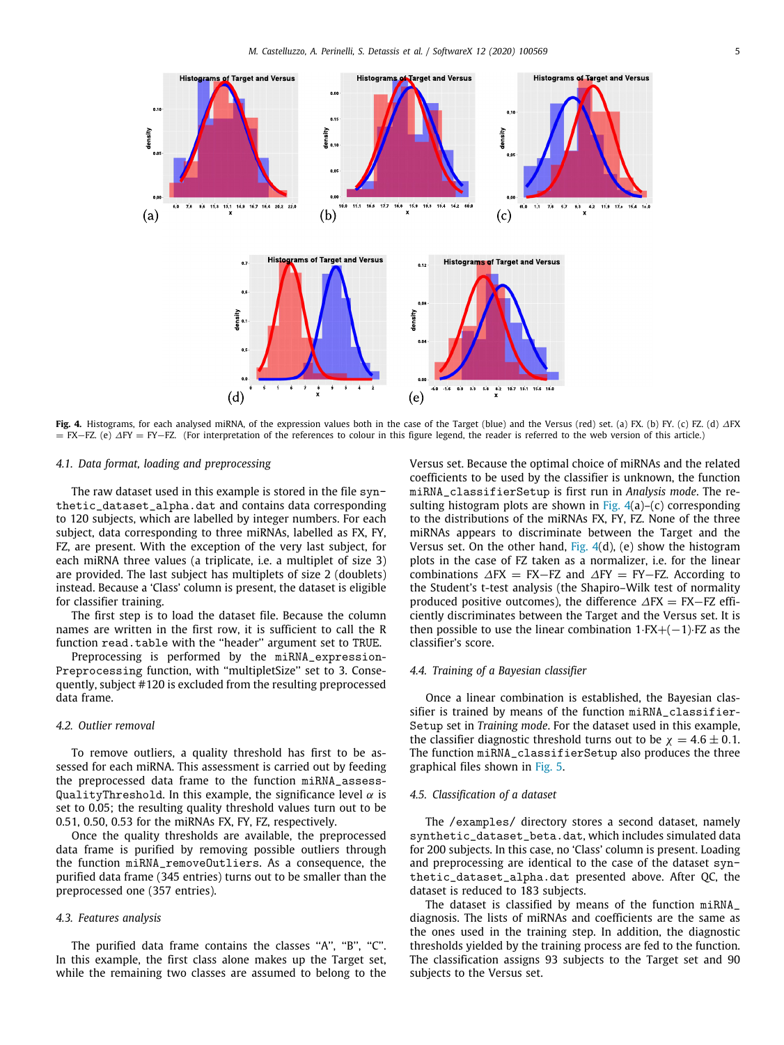**Fig. 4.** Histograms, for each analysed miRNA, of the expression values both in the case of the Target (blue) and the Versus (red) set. (a) FX. (b) FY. (c) FZ. (d) $\Delta$FX = FX−FZ. (e) $\Delta$FY = FY−FZ. (For interpretation of the references to colour in this figure legend, the reader is referred to the web version of this article.)

### 4.1. Data format, loading and preprocessing

The raw dataset used in this example is stored in the file `synthetic_dataset_alpha.dat` and contains data corresponding to 120 subjects, which are labelled by integer numbers. For each subject, data corresponding to three miRNAs, labelled as FX, FY, FZ, are present. With the exception of the very last subject, for each miRNA three values (a triplicate, i.e. a multiplet of size 3) are provided. The last subject has multiplets of size 2 (doublets) instead. Because a 'Class' column is present, the dataset is eligible for classifier training.

The first step is to load the dataset file. Because the column names are written in the first row, it is sufficient to call the R function `read.table` with the "header" argument set to TRUE.

Preprocessing is performed by the `miRNA_expressionPreprocessing` function, with "multipletSize" set to 3. Consequently, subject #120 is excluded from the resulting preprocessed data frame.

### 4.2. Outlier removal

To remove outliers, a quality threshold has first to be assessed for each miRNA. This assessment is carried out by feeding the preprocessed data frame to the function `miRNA_assessQualityThreshold`. In this example, the significance level $\alpha$ is set to 0.05; the resulting quality threshold values turn out to be 0.51, 0.50, 0.53 for the miRNAs FX, FY, FZ, respectively.

Once the quality thresholds are available, the preprocessed data frame is purified by removing possible outliers through the function `miRNA_removeOutliers`. As a consequence, the purified data frame (345 entries) turns out to be smaller than the preprocessed one (357 entries).

### 4.3. Features analysis

The purified data frame contains the classes "A", "B", "C". In this example, the first class alone makes up the Target set, while the remaining two classes are assumed to belong to the Versus set. Because the optimal choice of miRNAs and the related coefficients to be used by the classifier is unknown, the function `miRNA_classifierSetup` is first run in *Analysis mode*. The resulting histogram plots are shown in Fig. 4(a)–(c) corresponding to the distributions of the miRNAs FX, FY, FZ. None of the three miRNAs appears to discriminate between the Target and the Versus set. On the other hand, Fig. 4(d), (e) show the histogram plots in the case of FZ taken as a normalizer, i.e. for the linear combinations $\Delta$FX = FX−FZ and $\Delta$FY = FY−FZ. According to the Student's t-test analysis (the Shapiro–Wilk test of normality produced positive outcomes), the difference $\Delta$FX = FX−FZ efficiently discriminates between the Target and the Versus set. It is then possible to use the linear combination $1{\cdot}\mathrm{FX}+(-1){\cdot}\mathrm{FZ}$ as the classifier's score.

### 4.4. Training of a Bayesian classifier

Once a linear combination is established, the Bayesian classifier is trained by means of the function `miRNA_classifierSetup` set in *Training mode*. For the dataset used in this example, the classifier diagnostic threshold turns out to be $\chi = 4.6 \pm 0.1$. The function `miRNA_classifierSetup` also produces the three graphical files shown in Fig. 5.

### 4.5. Classification of a dataset

The `/examples/` directory stores a second dataset, namely `synthetic_dataset_beta.dat`, which includes simulated data for 200 subjects. In this case, no 'Class' column is present. Loading and preprocessing are identical to the case of the dataset `synthetic_dataset_alpha.dat` presented above. After QC, the dataset is reduced to 183 subjects.

The dataset is classified by means of the function `miRNA_diagnosis`. The lists of miRNAs and coefficients are the same as the ones used in the training step. In addition, the diagnostic thresholds yielded by the training process are fed to the function. The classification assigns 93 subjects to the Target set and 90 subjects to the Versus set.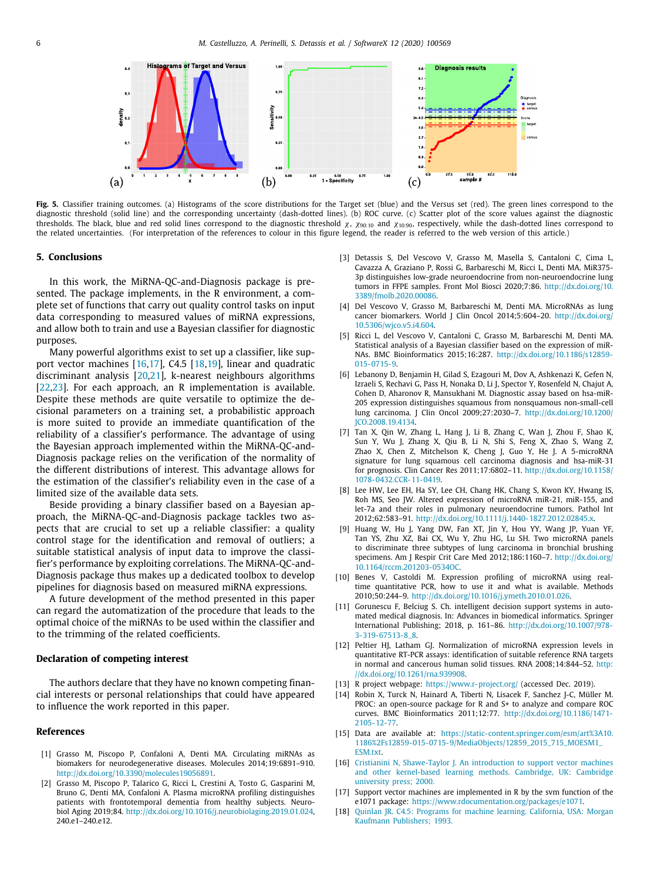**Fig. 5.** Classifier training outcomes. (a) Histograms of the score distributions for the Target set (blue) and the Versus set (red). The green lines correspond to the diagnostic threshold (solid line) and the corresponding uncertainty (dash-dotted lines). (b) ROC curve. (c) Scatter plot of the score values against the diagnostic thresholds. The black, blue and red solid lines correspond to the diagnostic threshold $\chi$, $\chi_{90:10}$ and $\chi_{10:90}$, respectively, while the dash-dotted lines correspond to the related uncertainties. (For interpretation of the references to colour in this figure legend, the reader is referred to the web version of this article.)

## 5. Conclusions

In this work, the MiRNA-QC-and-Diagnosis package is presented. The package implements, in the R environment, a complete set of functions that carry out quality control tasks on input data corresponding to measured values of miRNA expressions, and allow both to train and use a Bayesian classifier for diagnostic purposes.

Many powerful algorithms exist to set up a classifier, like support vector machines [16,17], C4.5 [18,19], linear and quadratic discriminant analysis [20,21], k-nearest neighbours algorithms [22,23]. For each approach, an R implementation is available. Despite these methods are quite versatile to optimize the decisional parameters on a training set, a probabilistic approach is more suited to provide an immediate quantification of the reliability of a classifier's performance. The advantage of using the Bayesian approach implemented within the MiRNA-QC-and-Diagnosis package relies on the verification of the normality of the different distributions of interest. This advantage allows for the estimation of the classifier's reliability even in the case of a limited size of the available data sets.

Beside providing a binary classifier based on a Bayesian approach, the MiRNA-QC-and-Diagnosis package tackles two aspects that are crucial to set up a reliable classifier: a quality control stage for the identification and removal of outliers; a suitable statistical analysis of input data to improve the classifier's performance by exploiting correlations. The MiRNA-QC-and-Diagnosis package thus makes up a dedicated toolbox to develop pipelines for diagnosis based on measured miRNA expressions.

A future development of the method presented in this paper can regard the automatization of the procedure that leads to the optimal choice of the miRNAs to be used within the classifier and to the trimming of the related coefficients.

### Declaration of competing interest

The authors declare that they have no known competing financial interests or personal relationships that could have appeared to influence the work reported in this paper.

### References

[1] Grasso M, Piscopo P, Confaloni A, Denti MA. Circulating miRNAs as biomakers for neurodegenerative diseases. Molecules 2014;19:6891–910. http://dx.doi.org/10.3390/molecules19056891.

[2] Grasso M, Piscopo P, Talarico G, Ricci L, Crestini A, Tosto G, Gasparini M, Bruno G, Denti MA, Confaloni A. Plasma microRNA profiling distinguishes patients with frontotemporal dementia from healthy subjects. Neurobiol Aging 2019;84. http://dx.doi.org/10.1016/j.neurobiolaging.2019.01.024, 240.e1–240.e12.

[3] Detassis S, Del Vescovo V, Grasso M, Masella S, Cantaloni C, Cima L, Cavazza A, Graziano P, Rossi G, Barbareschi M, Ricci L, Denti MA. MiR375-3p distinguishes low-grade neuroendocrine from non-neuroendocrine lung tumors in FFPE samples. Front Mol Biosci 2020;7:86. http://dx.doi.org/10.3389/fmolb.2020.00086.

[4] Del Vescovo V, Grasso M, Barbareschi M, Denti MA. MicroRNAs as lung cancer biomarkers. World J Clin Oncol 2014;5:604–20. http://dx.doi.org/10.5306/wjco.v5.i4.604.

[5] Ricci L, del Vescovo V, Cantaloni C, Grasso M, Barbareschi M, Denti MA. Statistical analysis of a Bayesian classifier based on the expression of miRNAs. BMC Bioinformatics 2015;16:287. http://dx.doi.org/10.1186/s12859-015-0715-9.

[6] Lebanony D, Benjamin H, Gilad S, Ezagouri M, Dov A, Ashkenazi K, Gefen N, Izraeli S, Rechavi G, Pass H, Nonaka D, Li J, Spector Y, Rosenfeld N, Chajut A, Cohen D, Aharonov R, Mansukhani M. Diagnostic assay based on hsa-miR-205 expression distinguishes squamous from nonsquamous non-small-cell lung carcinoma. J Clin Oncol 2009;27:2030–7. http://dx.doi.org/10.1200/JCO.2008.19.4134.

[7] Tan X, Qin W, Zhang L, Hang J, Li B, Zhang C, Wan J, Zhou F, Shao K, Sun Y, Wu J, Zhang X, Qiu B, Li N, Shi S, Feng X, Zhao S, Wang Z, Zhao X, Chen Z, Mitchelson K, Cheng J, Guo Y, He J. A 5-microRNA signature for lung squamous cell carcinoma diagnosis and hsa-miR-31 for prognosis. Clin Cancer Res 2011;17:6802–11. http://dx.doi.org/10.1158/1078-0432.CCR-11-0419.

[8] Lee HW, Lee EH, Ha SY, Lee CH, Chang HK, Chang S, Kwon KY, Hwang IS, Roh MS, Seo JW. Altered expression of microRNA miR-21, miR-155, and let-7a and their roles in pulmonary neuroendocrine tumors. Pathol Int 2012;62:583–91. http://dx.doi.org/10.1111/j.1440-1827.2012.02845.x.

[9] Huang W, Hu J, Yang DW, Fan XT, Jin Y, Hou YY, Wang JP, Yuan YF, Tan YS, Zhu XZ, Bai CX, Wu Y, Zhu HG, Lu SH. Two microRNA panels to discriminate three subtypes of lung carcinoma in bronchial brushing specimens. Am J Respir Crit Care Med 2012;186:1160–7. http://dx.doi.org/10.1164/rccm.201203-0534OC.

[10] Benes V, Castoldi M. Expression profiling of microRNA using real-time quantitative PCR, how to use it and what is available. Methods 2010;50:244–9. http://dx.doi.org/10.1016/j.ymeth.2010.01.026.

[11] Gorunescu F, Belciug S. Ch. intelligent decision support systems in automated medical diagnosis. In: Advances in biomedical informatics. Springer International Publishing; 2018, p. 161–86. http://dx.doi.org/10.1007/978-3-319-67513-8_8.

[12] Peltier HJ, Latham GJ. Normalization of microRNA expression levels in quantitative RT-PCR assays: identification of suitable reference RNA targets in normal and cancerous human solid tissues. RNA 2008;14:844–52. http://dx.doi.org/10.1261/rna.939908.

[13] R project webpage: https://www.r-project.org/ (accessed Dec. 2019).

[14] Robin X, Turck N, Hainard A, Tiberti N, Lisacek F, Sanchez J-C, Müller M. PROC: an open-source package for R and S+ to analyze and compare ROC curves. BMC Bioinformatics 2011;12:77. http://dx.doi.org/10.1186/1471-2105-12-77.

[15] Data are available at: https://static-content.springer.com/esm/art%3A10.1186%2Fs12859-015-0715-9/MediaObjects/12859_2015_715_MOESM1_ESM.txt.

[16] Cristianini N, Shawe-Taylor J. An introduction to support vector machines and other kernel-based learning methods. Cambridge, UK: Cambridge university press; 2000.

[17] Support vector machines are implemented in R by the svm function of the e1071 package: https://www.rdocumentation.org/packages/e1071.

[18] Quinlan JR. C4.5: Programs for machine learning. California, USA: Morgan Kaufmann Publishers; 1993.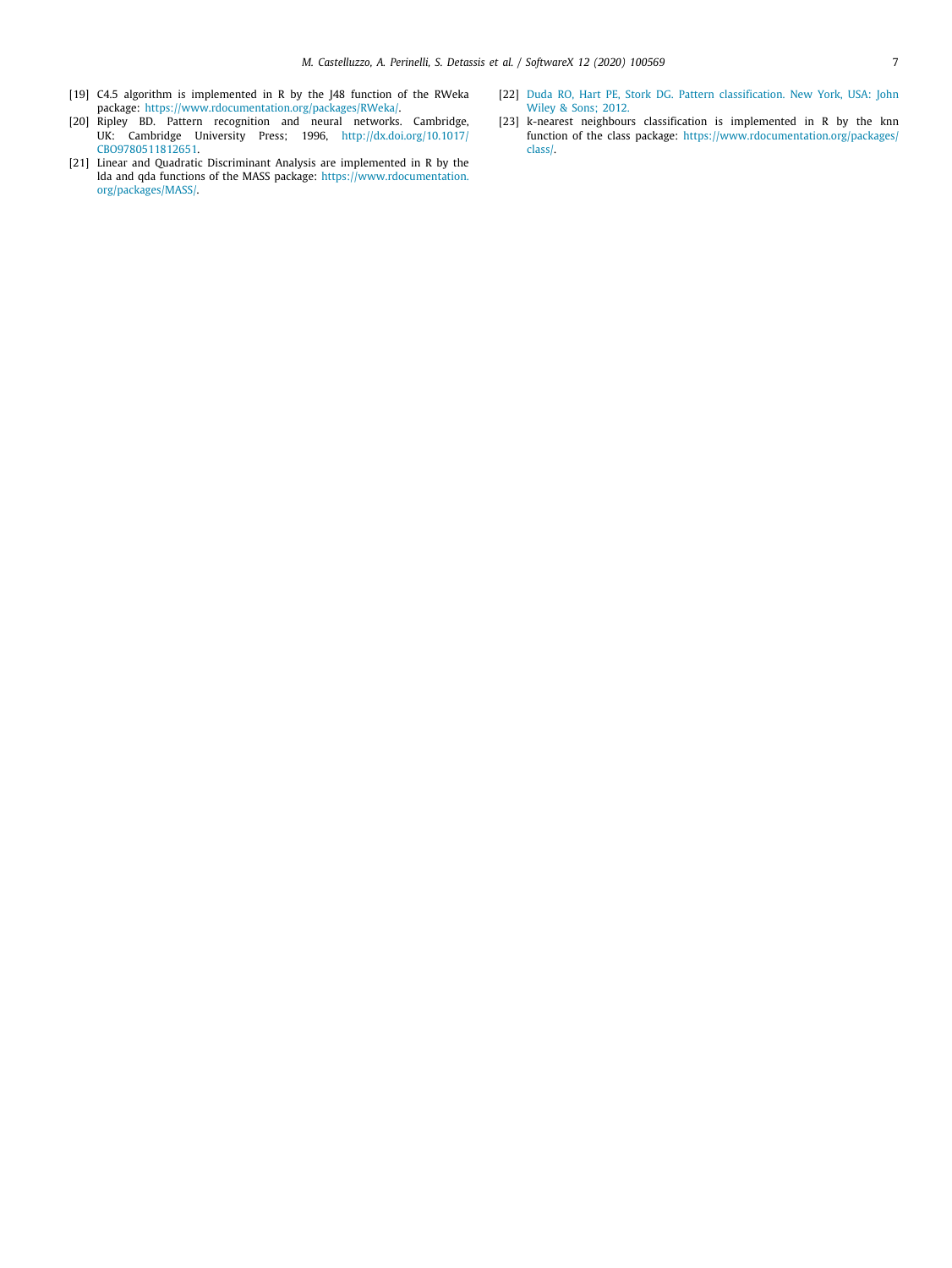[19] C4.5 algorithm is implemented in R by the J48 function of the RWeka package: https://www.rdocumentation.org/packages/RWeka/.

[20] Ripley BD. Pattern recognition and neural networks. Cambridge, UK: Cambridge University Press; 1996, http://dx.doi.org/10.1017/CBO9780511812651.

[21] Linear and Quadratic Discriminant Analysis are implemented in R by the lda and qda functions of the MASS package: https://www.rdocumentation.org/packages/MASS/.

[22] Duda RO, Hart PE, Stork DG. Pattern classification. New York, USA: John Wiley & Sons; 2012.

[23] k-nearest neighbours classification is implemented in R by the knn function of the class package: https://www.rdocumentation.org/packages/class/.